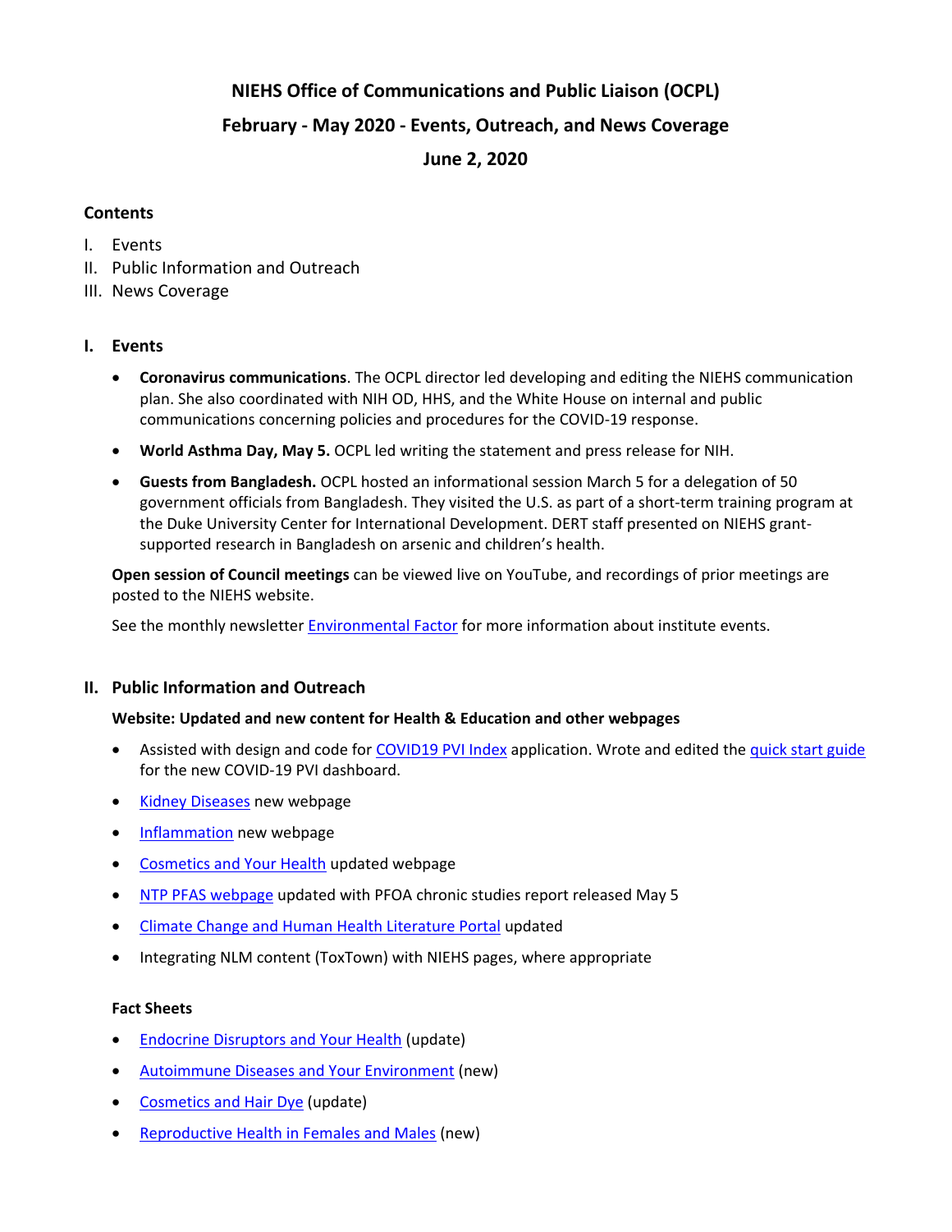# NIEHS Office of Communications and Public Liaison (OCPL)

## February - May 2020 - Events, Outreach, and News Coverage

## June 2, 2020

**Contents**

I. Events
II. Public Information and Outreach
III. News Coverage

## I. Events

- **Coronavirus communications**. The OCPL director led developing and editing the NIEHS communication plan. She also coordinated with NIH OD, HHS, and the White House on internal and public communications concerning policies and procedures for the COVID-19 response.
- **World Asthma Day, May 5.** OCPL led writing the statement and press release for NIH.
- **Guests from Bangladesh.** OCPL hosted an informational session March 5 for a delegation of 50 government officials from Bangladesh. They visited the U.S. as part of a short-term training program at the Duke University Center for International Development. DERT staff presented on NIEHS grant-supported research in Bangladesh on arsenic and children's health.

**Open session of Council meetings** can be viewed live on YouTube, and recordings of prior meetings are posted to the NIEHS website.

See the monthly newsletter Environmental Factor for more information about institute events.

## II. Public Information and Outreach

**Website: Updated and new content for Health & Education and other webpages**

- Assisted with design and code for COVID19 PVI Index application. Wrote and edited the quick start guide for the new COVID-19 PVI dashboard.
- Kidney Diseases new webpage
- Inflammation new webpage
- Cosmetics and Your Health updated webpage
- NTP PFAS webpage updated with PFOA chronic studies report released May 5
- Climate Change and Human Health Literature Portal updated
- Integrating NLM content (ToxTown) with NIEHS pages, where appropriate

**Fact Sheets**

- Endocrine Disruptors and Your Health (update)
- Autoimmune Diseases and Your Environment (new)
- Cosmetics and Hair Dye (update)
- Reproductive Health in Females and Males (new)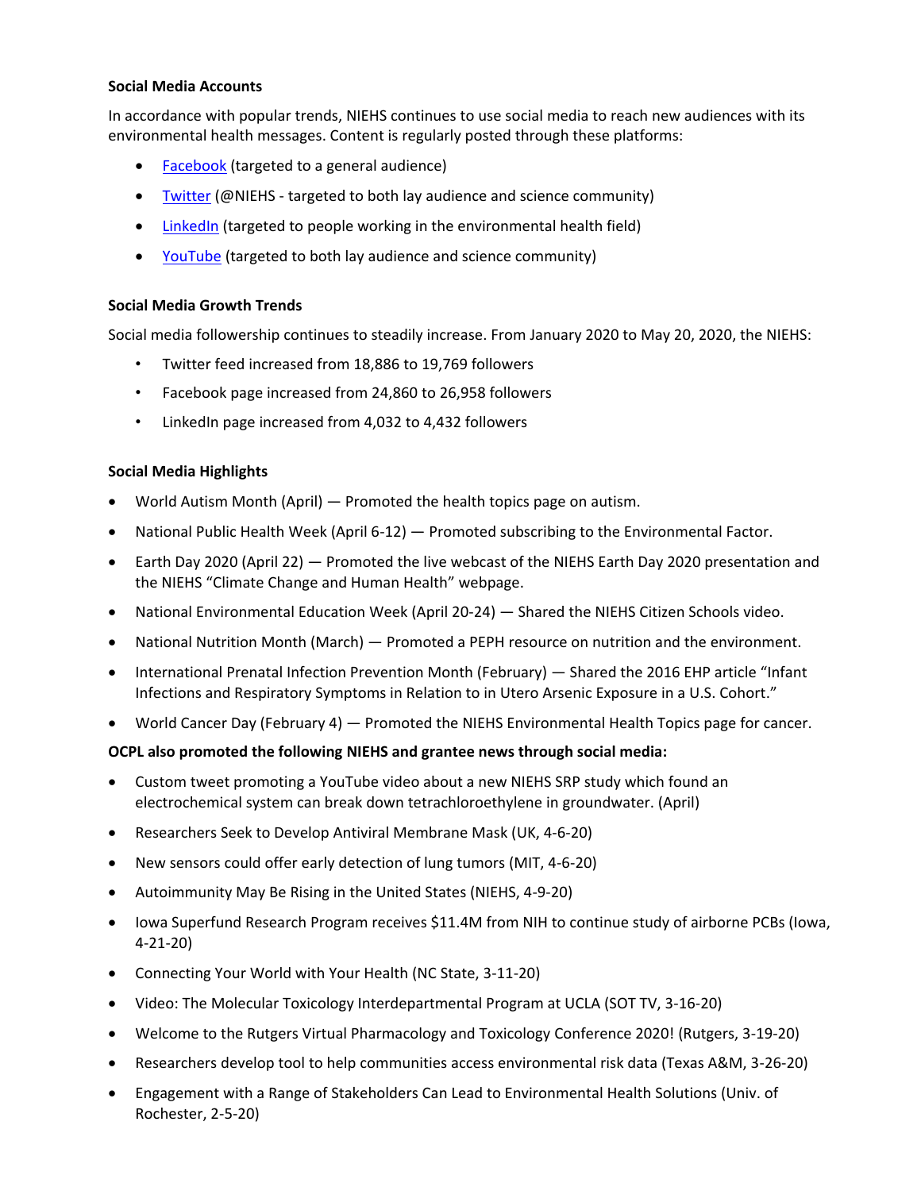**Social Media Accounts**

In accordance with popular trends, NIEHS continues to use social media to reach new audiences with its environmental health messages. Content is regularly posted through these platforms:

- Facebook (targeted to a general audience)
- Twitter (@NIEHS - targeted to both lay audience and science community)
- LinkedIn (targeted to people working in the environmental health field)
- YouTube (targeted to both lay audience and science community)

**Social Media Growth Trends**

Social media followership continues to steadily increase. From January 2020 to May 20, 2020, the NIEHS:

- Twitter feed increased from 18,886 to 19,769 followers
- Facebook page increased from 24,860 to 26,958 followers
- LinkedIn page increased from 4,032 to 4,432 followers

**Social Media Highlights**

- World Autism Month (April) — Promoted the health topics page on autism.
- National Public Health Week (April 6-12) — Promoted subscribing to the Environmental Factor.
- Earth Day 2020 (April 22) — Promoted the live webcast of the NIEHS Earth Day 2020 presentation and the NIEHS "Climate Change and Human Health" webpage.
- National Environmental Education Week (April 20-24) — Shared the NIEHS Citizen Schools video.
- National Nutrition Month (March) — Promoted a PEPH resource on nutrition and the environment.
- International Prenatal Infection Prevention Month (February) — Shared the 2016 EHP article "Infant Infections and Respiratory Symptoms in Relation to in Utero Arsenic Exposure in a U.S. Cohort."
- World Cancer Day (February 4) — Promoted the NIEHS Environmental Health Topics page for cancer.

**OCPL also promoted the following NIEHS and grantee news through social media:**

- Custom tweet promoting a YouTube video about a new NIEHS SRP study which found an electrochemical system can break down tetrachloroethylene in groundwater. (April)
- Researchers Seek to Develop Antiviral Membrane Mask (UK, 4-6-20)
- New sensors could offer early detection of lung tumors (MIT, 4-6-20)
- Autoimmunity May Be Rising in the United States (NIEHS, 4-9-20)
- Iowa Superfund Research Program receives $11.4M from NIH to continue study of airborne PCBs (Iowa, 4-21-20)
- Connecting Your World with Your Health (NC State, 3-11-20)
- Video: The Molecular Toxicology Interdepartmental Program at UCLA (SOT TV, 3-16-20)
- Welcome to the Rutgers Virtual Pharmacology and Toxicology Conference 2020! (Rutgers, 3-19-20)
- Researchers develop tool to help communities access environmental risk data (Texas A&M, 3-26-20)
- Engagement with a Range of Stakeholders Can Lead to Environmental Health Solutions (Univ. of Rochester, 2-5-20)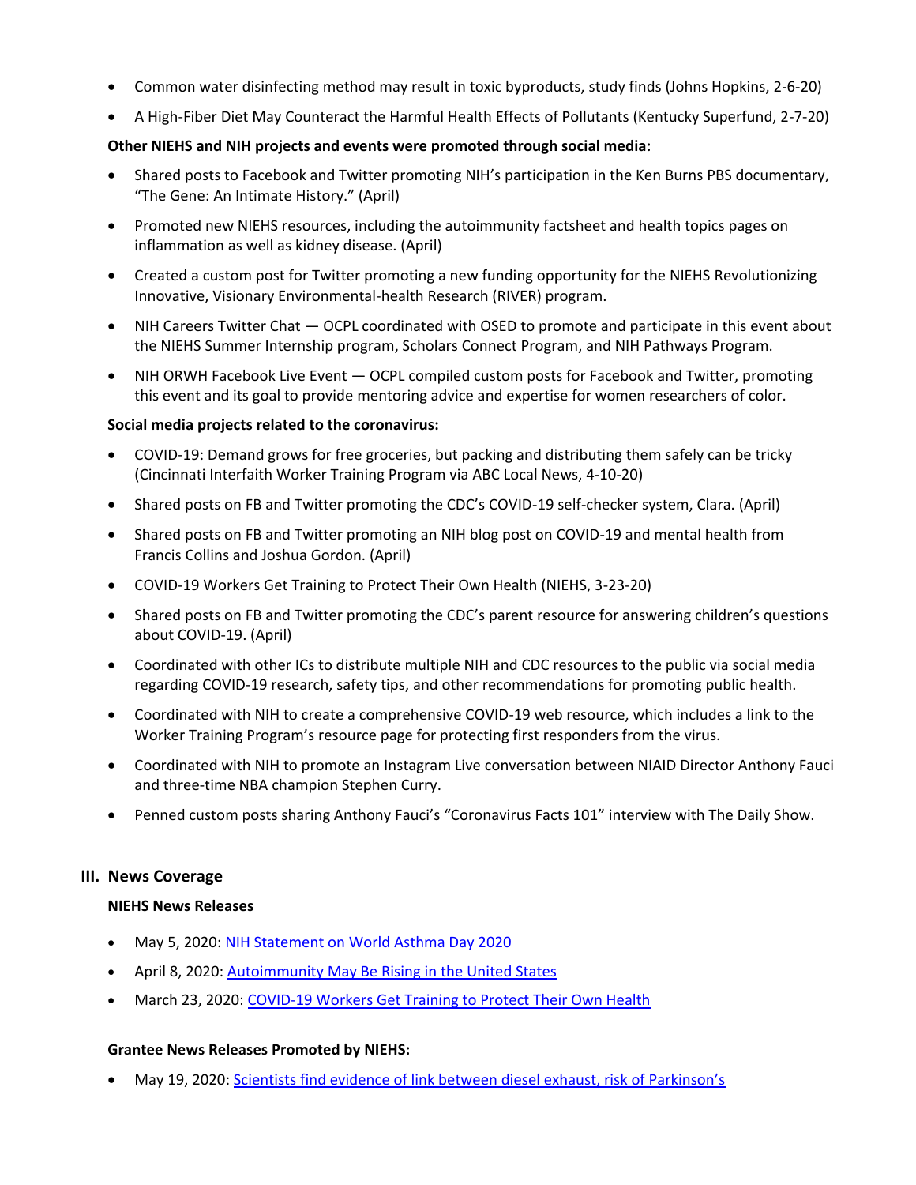- Common water disinfecting method may result in toxic byproducts, study finds (Johns Hopkins, 2-6-20)
- A High-Fiber Diet May Counteract the Harmful Health Effects of Pollutants (Kentucky Superfund, 2-7-20)

**Other NIEHS and NIH projects and events were promoted through social media:**

- Shared posts to Facebook and Twitter promoting NIH's participation in the Ken Burns PBS documentary, "The Gene: An Intimate History." (April)
- Promoted new NIEHS resources, including the autoimmunity factsheet and health topics pages on inflammation as well as kidney disease. (April)
- Created a custom post for Twitter promoting a new funding opportunity for the NIEHS Revolutionizing Innovative, Visionary Environmental-health Research (RIVER) program.
- NIH Careers Twitter Chat — OCPL coordinated with OSED to promote and participate in this event about the NIEHS Summer Internship program, Scholars Connect Program, and NIH Pathways Program.
- NIH ORWH Facebook Live Event — OCPL compiled custom posts for Facebook and Twitter, promoting this event and its goal to provide mentoring advice and expertise for women researchers of color.

**Social media projects related to the coronavirus:**

- COVID-19: Demand grows for free groceries, but packing and distributing them safely can be tricky (Cincinnati Interfaith Worker Training Program via ABC Local News, 4-10-20)
- Shared posts on FB and Twitter promoting the CDC's COVID-19 self-checker system, Clara. (April)
- Shared posts on FB and Twitter promoting an NIH blog post on COVID-19 and mental health from Francis Collins and Joshua Gordon. (April)
- COVID-19 Workers Get Training to Protect Their Own Health (NIEHS, 3-23-20)
- Shared posts on FB and Twitter promoting the CDC's parent resource for answering children's questions about COVID-19. (April)
- Coordinated with other ICs to distribute multiple NIH and CDC resources to the public via social media regarding COVID-19 research, safety tips, and other recommendations for promoting public health.
- Coordinated with NIH to create a comprehensive COVID-19 web resource, which includes a link to the Worker Training Program's resource page for protecting first responders from the virus.
- Coordinated with NIH to promote an Instagram Live conversation between NIAID Director Anthony Fauci and three-time NBA champion Stephen Curry.
- Penned custom posts sharing Anthony Fauci's "Coronavirus Facts 101" interview with The Daily Show.

## III. News Coverage

**NIEHS News Releases**

- May 5, 2020: NIH Statement on World Asthma Day 2020
- April 8, 2020: Autoimmunity May Be Rising in the United States
- March 23, 2020: COVID-19 Workers Get Training to Protect Their Own Health

**Grantee News Releases Promoted by NIEHS:**

- May 19, 2020: Scientists find evidence of link between diesel exhaust, risk of Parkinson's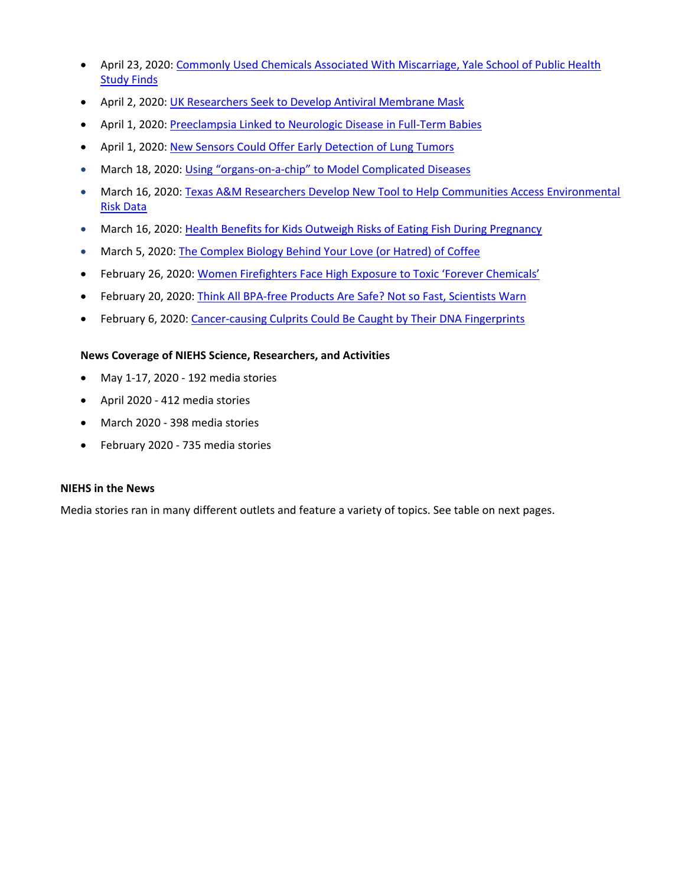- April 23, 2020: Commonly Used Chemicals Associated With Miscarriage, Yale School of Public Health Study Finds
- April 2, 2020: UK Researchers Seek to Develop Antiviral Membrane Mask
- April 1, 2020: Preeclampsia Linked to Neurologic Disease in Full-Term Babies
- April 1, 2020: New Sensors Could Offer Early Detection of Lung Tumors
- March 18, 2020: Using "organs-on-a-chip" to Model Complicated Diseases
- March 16, 2020: Texas A&M Researchers Develop New Tool to Help Communities Access Environmental Risk Data
- March 16, 2020: Health Benefits for Kids Outweigh Risks of Eating Fish During Pregnancy
- March 5, 2020: The Complex Biology Behind Your Love (or Hatred) of Coffee
- February 26, 2020: Women Firefighters Face High Exposure to Toxic 'Forever Chemicals'
- February 20, 2020: Think All BPA-free Products Are Safe? Not so Fast, Scientists Warn
- February 6, 2020: Cancer-causing Culprits Could Be Caught by Their DNA Fingerprints

**News Coverage of NIEHS Science, Researchers, and Activities**

- May 1-17, 2020 - 192 media stories
- April 2020 - 412 media stories
- March 2020 - 398 media stories
- February 2020 - 735 media stories

**NIEHS in the News**

Media stories ran in many different outlets and feature a variety of topics. See table on next pages.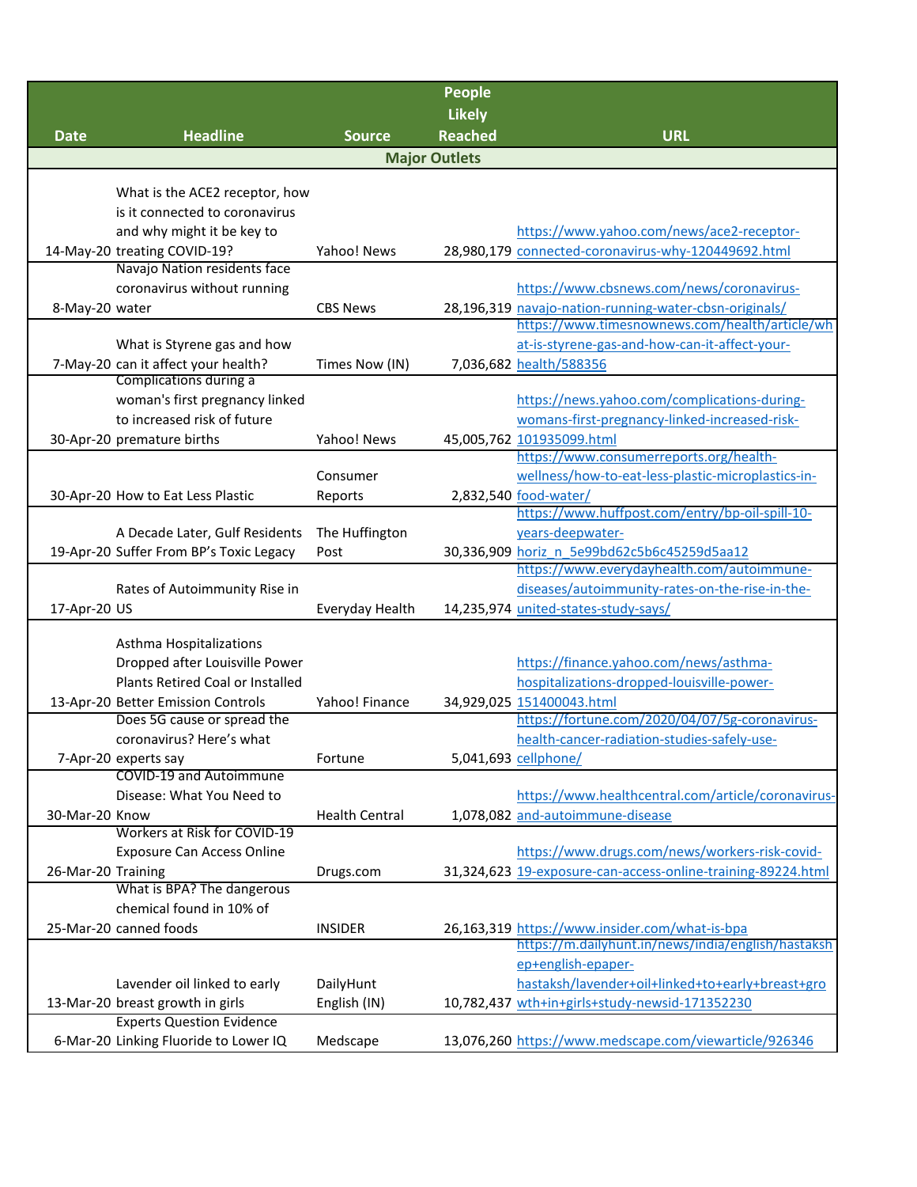| Date | Headline | Source | People Likely Reached | URL |
|---|---|---|---|---|
| **Major Outlets** | | | | |
| 14-May-20 | What is the ACE2 receptor, how is it connected to coronavirus and why might it be key to treating COVID-19? | Yahoo! News | 28,980,179 | https://www.yahoo.com/news/ace2-receptor-connected-coronavirus-why-120449692.html |
| 8-May-20 | Navajo Nation residents face coronavirus without running water | CBS News | 28,196,319 | https://www.cbsnews.com/news/coronavirus-navajo-nation-running-water-cbsn-originals/ |
| 7-May-20 | What is Styrene gas and how can it affect your health? | Times Now (IN) | 7,036,682 | https://www.timesnownews.com/health/article/what-is-styrene-gas-and-how-can-it-affect-your-health/588356 |
| 30-Apr-20 | Complications during a woman's first pregnancy linked to increased risk of future premature births | Yahoo! News | 45,005,762 | https://news.yahoo.com/complications-during-womans-first-pregnancy-linked-increased-risk-101935099.html |
| 30-Apr-20 | How to Eat Less Plastic | Consumer Reports | 2,832,540 | https://www.consumerreports.org/health-wellness/how-to-eat-less-plastic-microplastics-in-food-water/ |
| 19-Apr-20 | A Decade Later, Gulf Residents Suffer From BP's Toxic Legacy | The Huffington Post | 30,336,909 | https://www.huffpost.com/entry/bp-oil-spill-10-years-deepwater-horiz_n_5e99bd62c5b6c45259d5aa12 |
| 17-Apr-20 | Rates of Autoimmunity Rise in US | Everyday Health | 14,235,974 | https://www.everydayhealth.com/autoimmune-diseases/autoimmunity-rates-on-the-rise-in-the-united-states-study-says/ |
| 13-Apr-20 | Asthma Hospitalizations Dropped after Louisville Power Plants Retired Coal or Installed Better Emission Controls | Yahoo! Finance | 34,929,025 | https://finance.yahoo.com/news/asthma-hospitalizations-dropped-louisville-power-151400043.html |
| 7-Apr-20 | Does 5G cause or spread the coronavirus? Here's what experts say | Fortune | 5,041,693 | https://fortune.com/2020/04/07/5g-coronavirus-health-cancer-radiation-studies-safely-use-cellphone/ |
| 30-Mar-20 | COVID-19 and Autoimmune Disease: What You Need to Know | Health Central | 1,078,082 | https://www.healthcentral.com/article/coronavirus-and-autoimmune-disease |
| 26-Mar-20 | Workers at Risk for COVID-19 Exposure Can Access Online Training | Drugs.com | 31,324,623 | https://www.drugs.com/news/workers-risk-covid-19-exposure-can-access-online-training-89224.html |
| 25-Mar-20 | What is BPA? The dangerous chemical found in 10% of canned foods | INSIDER | 26,163,319 | https://www.insider.com/what-is-bpa |
| 13-Mar-20 | Lavender oil linked to early breast growth in girls | DailyHunt English (IN) | 10,782,437 | https://m.dailyhunt.in/news/india/english/hastakshep+english-epaper-hastaksh/lavender+oil+linked+to+early+breast+growth+in+girls+study-newsid-171352230 |
| 6-Mar-20 | Experts Question Evidence Linking Fluoride to Lower IQ | Medscape | 13,076,260 | https://www.medscape.com/viewarticle/926346 |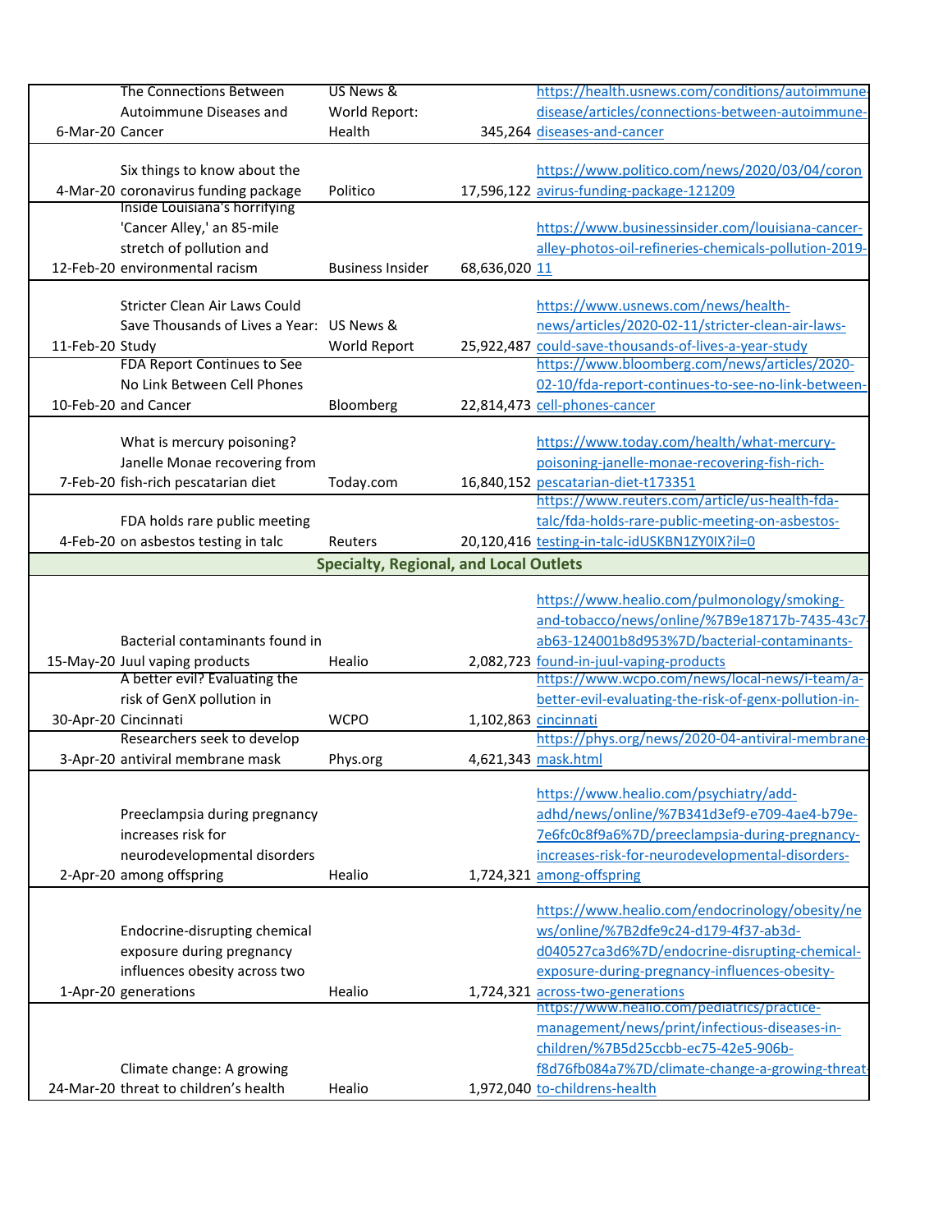| | | | | |
|---|---|---|---|---|
| 6-Mar-20 | The Connections Between Autoimmune Diseases and Cancer | US News & World Report: Health | 345,264 | https://health.usnews.com/conditions/autoimmune-disease/articles/connections-between-autoimmune-diseases-and-cancer |
| 4-Mar-20 | Six things to know about the coronavirus funding package | Politico | 17,596,122 | https://www.politico.com/news/2020/03/04/coronavirus-funding-package-121209 |
| 12-Feb-20 | Inside Louisiana's horrifying 'Cancer Alley,' an 85-mile stretch of pollution and environmental racism | Business Insider | 68,636,020 | https://www.businessinsider.com/louisiana-cancer-alley-photos-oil-refineries-chemicals-pollution-2019-11 |
| 11-Feb-20 | Stricter Clean Air Laws Could Save Thousands of Lives a Year: Study | US News & World Report | 25,922,487 | https://www.usnews.com/news/health-news/articles/2020-02-11/stricter-clean-air-laws-could-save-thousands-of-lives-a-year-study |
| 10-Feb-20 | FDA Report Continues to See No Link Between Cell Phones and Cancer | Bloomberg | 22,814,473 | https://www.bloomberg.com/news/articles/2020-02-10/fda-report-continues-to-see-no-link-between-cell-phones-cancer |
| 7-Feb-20 | What is mercury poisoning? Janelle Monae recovering from fish-rich pescatarian diet | Today.com | 16,840,152 | https://www.today.com/health/what-mercury-poisoning-janelle-monae-recovering-fish-rich-pescatarian-diet-t173351 |
| 4-Feb-20 | FDA holds rare public meeting on asbestos testing in talc | Reuters | 20,120,416 | https://www.reuters.com/article/us-health-fda-talc/fda-holds-rare-public-meeting-on-asbestos-testing-in-talc-idUSKBN1ZY0IX?il=0 |
| | | **Specialty, Regional, and Local Outlets** | | |
| 15-May-20 | Bacterial contaminants found in Juul vaping products | Healio | 2,082,723 | https://www.healio.com/pulmonology/smoking-and-tobacco/news/online/%7B9e18717b-7435-43c7-ab63-124001b8d953%7D/bacterial-contaminants-found-in-juul-vaping-products |
| 30-Apr-20 | A better evil? Evaluating the risk of GenX pollution in Cincinnati | WCPO | 1,102,863 | https://www.wcpo.com/news/local-news/i-team/a-better-evil-evaluating-the-risk-of-genx-pollution-in-cincinnati |
| 3-Apr-20 | Researchers seek to develop antiviral membrane mask | Phys.org | 4,621,343 | https://phys.org/news/2020-04-antiviral-membrane-mask.html |
| 2-Apr-20 | Preeclampsia during pregnancy increases risk for neurodevelopmental disorders among offspring | Healio | 1,724,321 | https://www.healio.com/psychiatry/add-adhd/news/online/%7B341d3ef9-e709-4ae4-b79e-7e6fc0c8f9a6%7D/preeclampsia-during-pregnancy-increases-risk-for-neurodevelopmental-disorders-among-offspring |
| 1-Apr-20 | Endocrine-disrupting chemical exposure during pregnancy influences obesity across two generations | Healio | 1,724,321 | https://www.healio.com/endocrinology/obesity/news/online/%7B2dfe9c24-d179-4f37-ab3d-d040527ca3d6%7D/endocrine-disrupting-chemical-exposure-during-pregnancy-influences-obesity-across-two-generations |
| 24-Mar-20 | Climate change: A growing threat to children's health | Healio | 1,972,040 | https://www.healio.com/pediatrics/practice-management/news/print/infectious-diseases-in-children/%7B5d25ccbb-ec75-42e5-906b-f8d76fb084a7%7D/climate-change-a-growing-threat-to-childrens-health |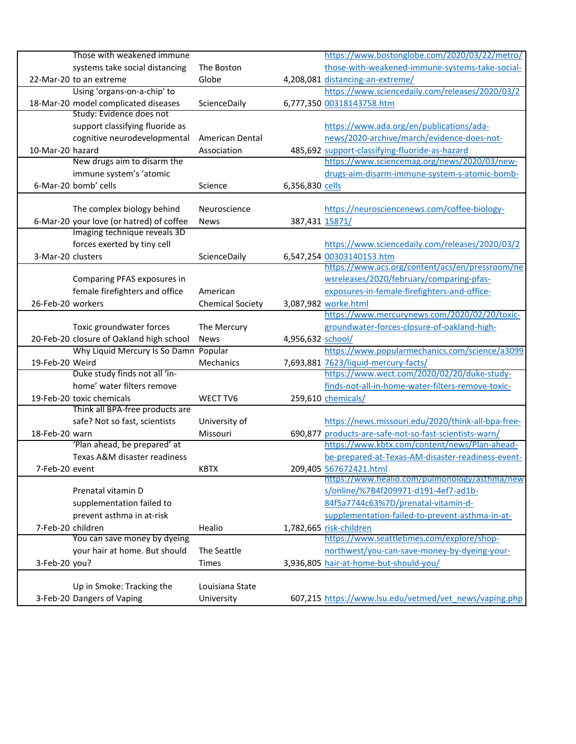| | | | | |
|---|---|---|---|---|
| 22-Mar-20 | Those with weakened immune systems take social distancing to an extreme | The Boston Globe | 4,208,081 | https://www.bostonglobe.com/2020/03/22/metro/those-with-weakened-immune-systems-take-social-distancing-an-extreme/ |
| 18-Mar-20 | Using 'organs-on-a-chip' to model complicated diseases | ScienceDaily | 6,777,350 | https://www.sciencedaily.com/releases/2020/03/200318143758.htm |
| 10-Mar-20 | Study: Evidence does not support classifying fluoride as cognitive neurodevelopmental hazard | American Dental Association | 485,692 | https://www.ada.org/en/publications/ada-news/2020-archive/march/evidence-does-not-support-classifying-fluoride-as-hazard |
| 6-Mar-20 | New drugs aim to disarm the immune system's 'atomic bomb' cells | Science | 6,356,830 | https://www.sciencemag.org/news/2020/03/new-drugs-aim-disarm-immune-system-s-atomic-bomb-cells |
| 6-Mar-20 | The complex biology behind your love (or hatred) of coffee | Neuroscience News | 387,431 | https://neurosciencenews.com/coffee-biology-15871/ |
| 3-Mar-20 | Imaging technique reveals 3D forces exerted by tiny cell clusters | ScienceDaily | 6,547,254 | https://www.sciencedaily.com/releases/2020/03/200303140153.htm |
| 26-Feb-20 | Comparing PFAS exposures in female firefighters and office workers | American Chemical Society | 3,087,982 | https://www.acs.org/content/acs/en/pressroom/newsreleases/2020/february/comparing-pfas-exposures-in-female-firefighters-and-office-worke.html |
| 20-Feb-20 | Toxic groundwater forces closure of Oakland high school | The Mercury News | 4,956,632 | https://www.mercurynews.com/2020/02/20/toxic-groundwater-forces-closure-of-oakland-high-school/ |
| 19-Feb-20 | Why Liquid Mercury Is So Damn Weird | Popular Mechanics | 7,693,881 | https://www.popularmechanics.com/science/a30997623/liquid-mercury-facts/ |
| 19-Feb-20 | Duke study finds not all 'in-home' water filters remove toxic chemicals | WECT TV6 | 259,610 | https://www.wect.com/2020/02/20/duke-study-finds-not-all-in-home-water-filters-remove-toxic-chemicals/ |
| 18-Feb-20 | Think all BPA-free products are safe? Not so fast, scientists warn | University of Missouri | 690,877 | https://news.missouri.edu/2020/think-all-bpa-free-products-are-safe-not-so-fast-scientists-warn/ |
| 7-Feb-20 | 'Plan ahead, be prepared' at Texas A&M disaster readiness event | KBTX | 209,405 | https://www.kbtx.com/content/news/Plan-ahead-be-prepared-at-Texas-AM-disaster-readiness-event-567672421.html |
| 7-Feb-20 | Prenatal vitamin D supplementation failed to prevent asthma in at-risk children | Healio | 1,782,665 | https://www.healio.com/pulmonology/asthma/news/online/%7B4f209971-d191-4ef7-ad1b-84f5a7744c63%7D/prenatal-vitamin-d-supplementation-failed-to-prevent-asthma-in-at-risk-children |
| 3-Feb-20 | You can save money by dyeing your hair at home. But should you? | The Seattle Times | 3,936,805 | https://www.seattletimes.com/explore/shop-northwest/you-can-save-money-by-dyeing-your-hair-at-home-but-should-you/ |
| 3-Feb-20 | Up in Smoke: Tracking the Dangers of Vaping | Louisiana State University | 607,215 | https://www.lsu.edu/vetmed/vet_news/vaping.php |